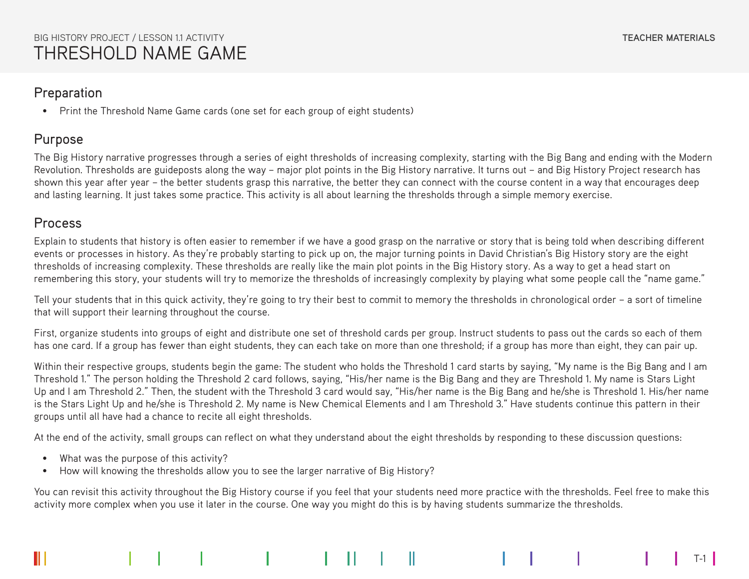BIG HISTORY PROJECT / LESSON 1.1 ACTIVITY

# THRESHOLD NAME GAME

TEACHER MATERIALS

## Preparation

- Print the Threshold Name Game cards (one set for each group of eight students)

## Purpose

The Big History narrative progresses through a series of eight thresholds of increasing complexity, starting with the Big Bang and ending with the Modern Revolution. Thresholds are guideposts along the way – major plot points in the Big History narrative. It turns out – and Big History Project research has shown this year after year – the better students grasp this narrative, the better they can connect with the course content in a way that encourages deep and lasting learning. It just takes some practice. This activity is all about learning the thresholds through a simple memory exercise.

## Process

Explain to students that history is often easier to remember if we have a good grasp on the narrative or story that is being told when describing different events or processes in history. As they're probably starting to pick up on, the major turning points in David Christian's Big History story are the eight thresholds of increasing complexity. These thresholds are really like the main plot points in the Big History story. As a way to get a head start on remembering this story, your students will try to memorize the thresholds of increasingly complexity by playing what some people call the "name game."

Tell your students that in this quick activity, they're going to try their best to commit to memory the thresholds in chronological order – a sort of timeline that will support their learning throughout the course.

First, organize students into groups of eight and distribute one set of threshold cards per group. Instruct students to pass out the cards so each of them has one card. If a group has fewer than eight students, they can each take on more than one threshold; if a group has more than eight, they can pair up.

Within their respective groups, students begin the game: The student who holds the Threshold 1 card starts by saying, "My name is the Big Bang and I am Threshold 1." The person holding the Threshold 2 card follows, saying, "His/her name is the Big Bang and they are Threshold 1. My name is Stars Light Up and I am Threshold 2." Then, the student with the Threshold 3 card would say, "His/her name is the Big Bang and he/she is Threshold 1. His/her name is the Stars Light Up and he/she is Threshold 2. My name is New Chemical Elements and I am Threshold 3." Have students continue this pattern in their groups until all have had a chance to recite all eight thresholds.

At the end of the activity, small groups can reflect on what they understand about the eight thresholds by responding to these discussion questions:

- What was the purpose of this activity?
- How will knowing the thresholds allow you to see the larger narrative of Big History?

You can revisit this activity throughout the Big History course if you feel that your students need more practice with the thresholds. Feel free to make this activity more complex when you use it later in the course. One way you might do this is by having students summarize the thresholds.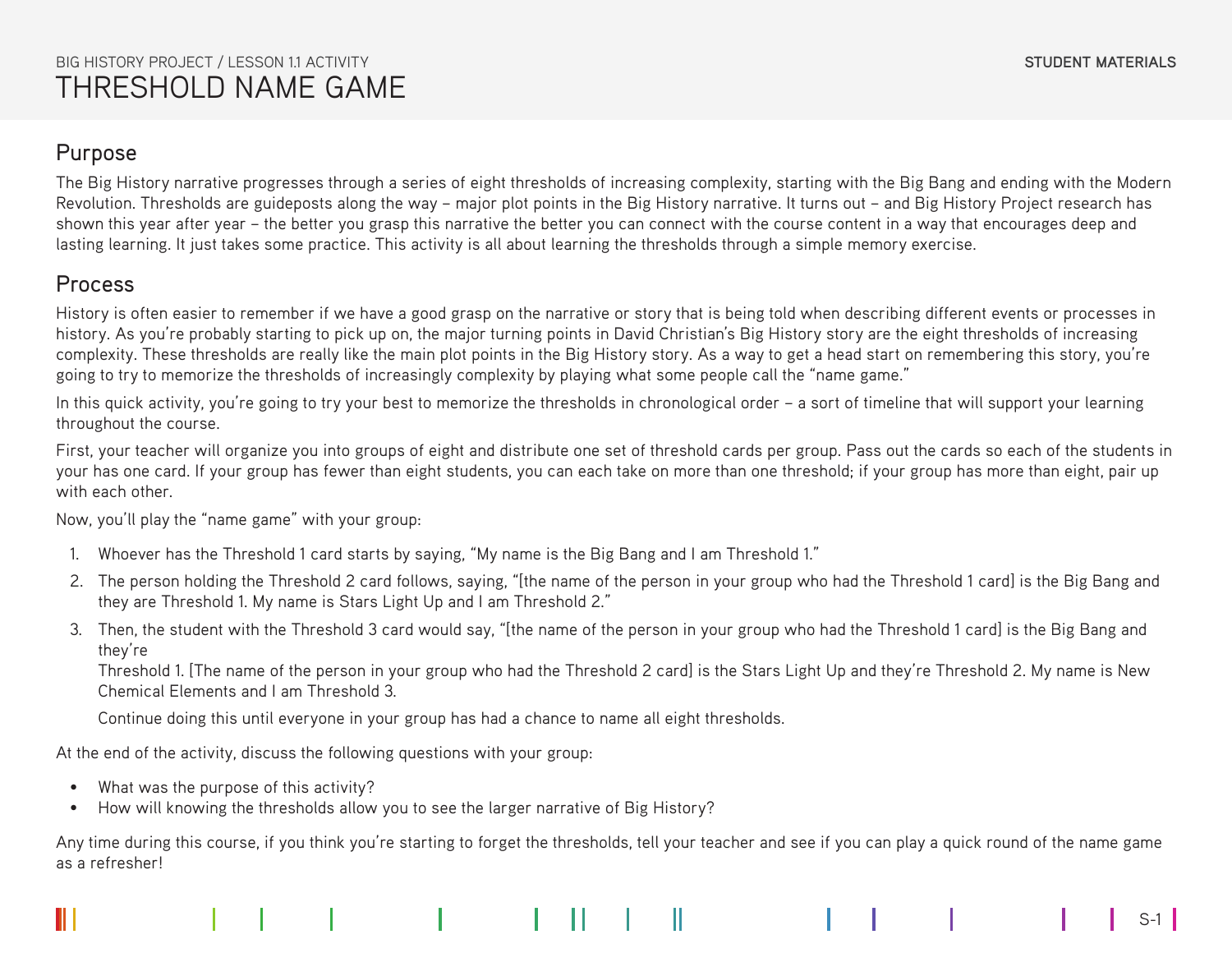BIG HISTORY PROJECT / LESSON 1.1 ACTIVITY

# THRESHOLD NAME GAME

## Purpose

The Big History narrative progresses through a series of eight thresholds of increasing complexity, starting with the Big Bang and ending with the Modern Revolution. Thresholds are guideposts along the way – major plot points in the Big History narrative. It turns out – and Big History Project research has shown this year after year – the better you grasp this narrative the better you can connect with the course content in a way that encourages deep and lasting learning. It just takes some practice. This activity is all about learning the thresholds through a simple memory exercise.

## Process

History is often easier to remember if we have a good grasp on the narrative or story that is being told when describing different events or processes in history. As you're probably starting to pick up on, the major turning points in David Christian's Big History story are the eight thresholds of increasing complexity. These thresholds are really like the main plot points in the Big History story. As a way to get a head start on remembering this story, you're going to try to memorize the thresholds of increasingly complexity by playing what some people call the "name game."

In this quick activity, you're going to try your best to memorize the thresholds in chronological order – a sort of timeline that will support your learning throughout the course.

First, your teacher will organize you into groups of eight and distribute one set of threshold cards per group. Pass out the cards so each of the students in your has one card. If your group has fewer than eight students, you can each take on more than one threshold; if your group has more than eight, pair up with each other.

Now, you'll play the "name game" with your group:

1. Whoever has the Threshold 1 card starts by saying, "My name is the Big Bang and I am Threshold 1."
2. The person holding the Threshold 2 card follows, saying, "[the name of the person in your group who had the Threshold 1 card] is the Big Bang and they are Threshold 1. My name is Stars Light Up and I am Threshold 2."
3. Then, the student with the Threshold 3 card would say, "[the name of the person in your group who had the Threshold 1 card] is the Big Bang and they're
   Threshold 1. [The name of the person in your group who had the Threshold 2 card] is the Stars Light Up and they're Threshold 2. My name is New Chemical Elements and I am Threshold 3.

   Continue doing this until everyone in your group has had a chance to name all eight thresholds.

At the end of the activity, discuss the following questions with your group:

- What was the purpose of this activity?
- How will knowing the thresholds allow you to see the larger narrative of Big History?

Any time during this course, if you think you're starting to forget the thresholds, tell your teacher and see if you can play a quick round of the name game as a refresher!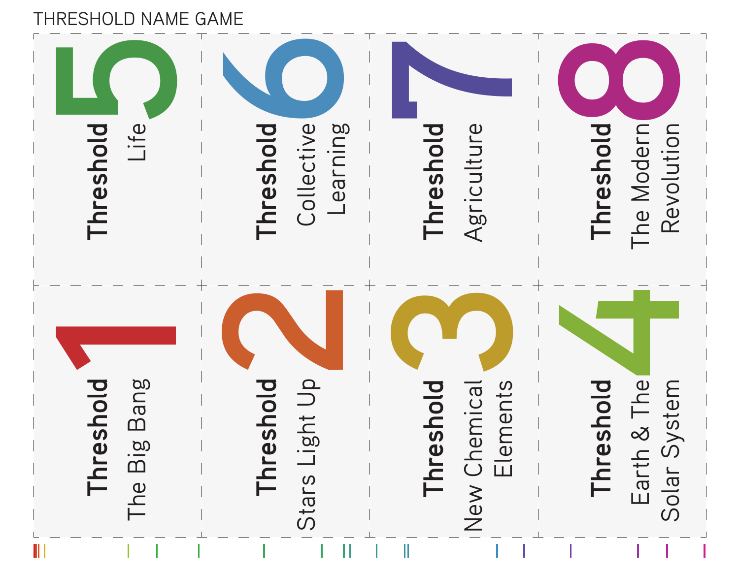THRESHOLD NAME GAME

5
**Threshold**
Life

6
**Threshold**
Collective Learning

7
**Threshold**
Agriculture

8
**Threshold**
The Modern Revolution

1
**Threshold**
The Big Bang

2
**Threshold**
Stars Light Up

3
**Threshold**
New Chemical Elements

4
**Threshold**
Earth & The Solar System